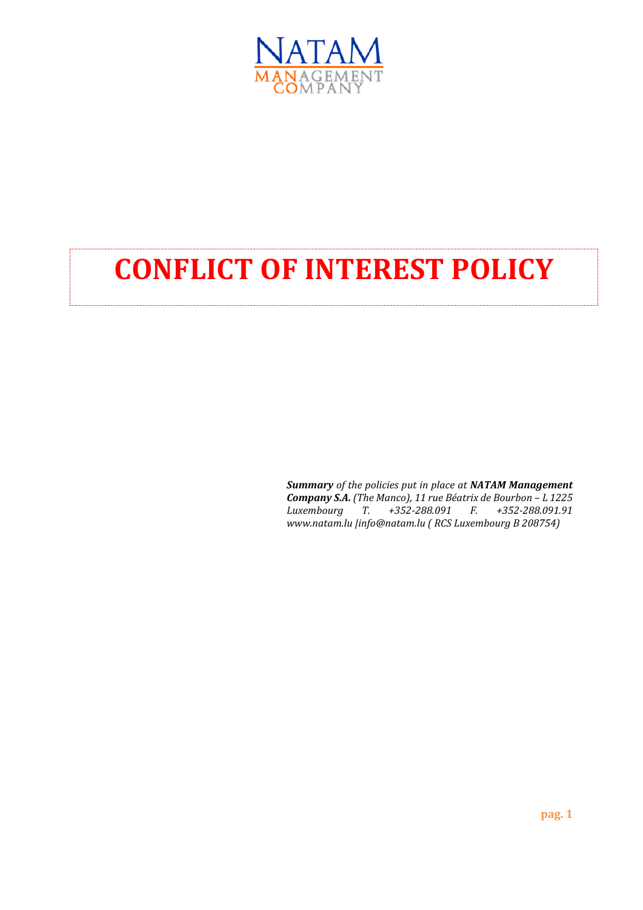NATAM
MANAGEMENT
COMPANY

# CONFLICT OF INTEREST POLICY

***Summary*** *of the policies put in place at* ***NATAM Management Company S.A.*** *(The Manco), 11 rue Béatrix de Bourbon – L 1225 Luxembourg T. +352-288.091 F. +352-288.091.91 www.natam.lu |info@natam.lu ( RCS Luxembourg B 208754)*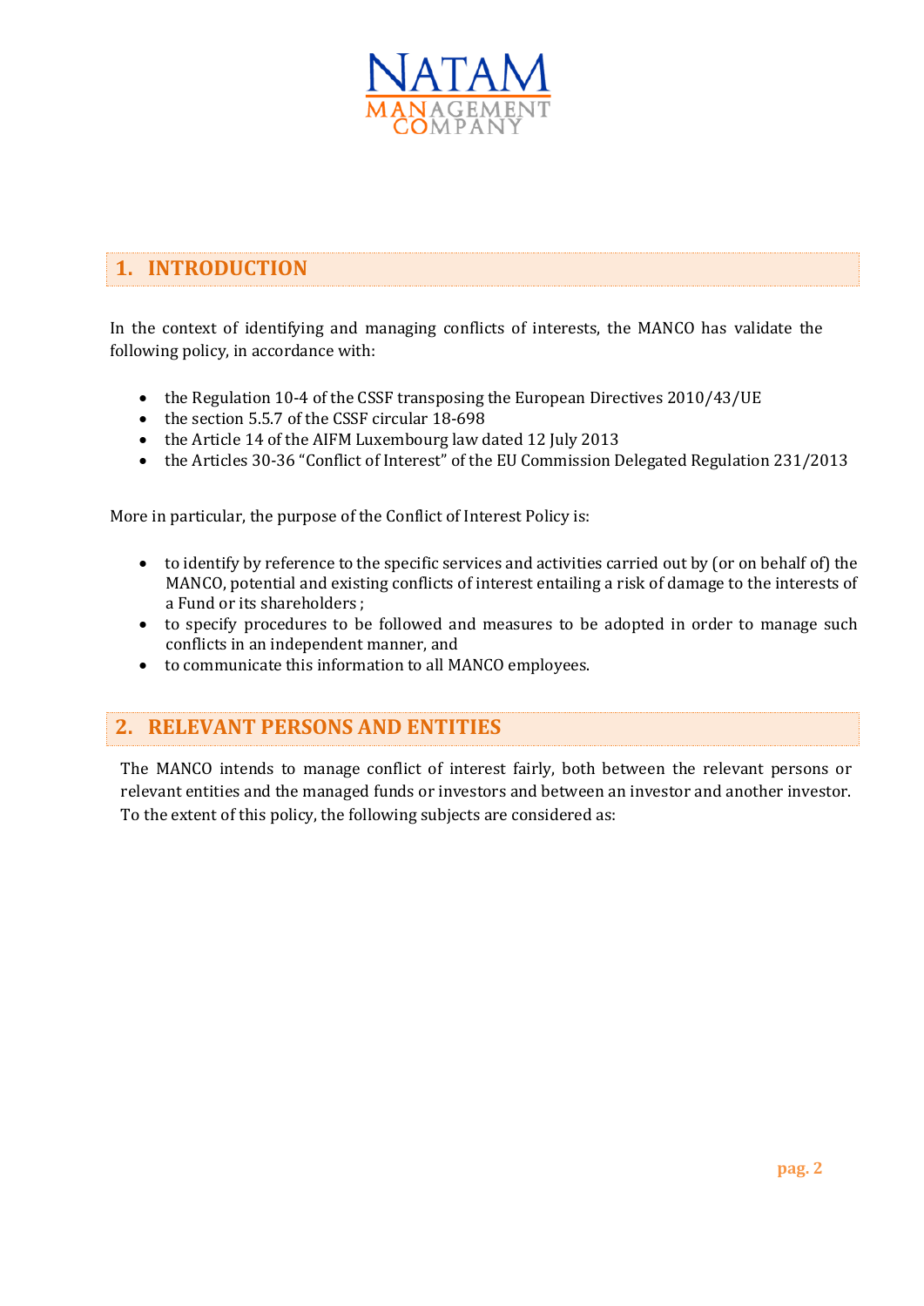## 1. INTRODUCTION

In the context of identifying and managing conflicts of interests, the MANCO has validate the following policy, in accordance with:

- the Regulation 10-4 of the CSSF transposing the European Directives 2010/43/UE
- the section 5.5.7 of the CSSF circular 18-698
- the Article 14 of the AIFM Luxembourg law dated 12 July 2013
- the Articles 30-36 "Conflict of Interest" of the EU Commission Delegated Regulation 231/2013

More in particular, the purpose of the Conflict of Interest Policy is:

- to identify by reference to the specific services and activities carried out by (or on behalf of) the MANCO, potential and existing conflicts of interest entailing a risk of damage to the interests of a Fund or its shareholders ;
- to specify procedures to be followed and measures to be adopted in order to manage such conflicts in an independent manner, and
- to communicate this information to all MANCO employees.

## 2. RELEVANT PERSONS AND ENTITIES

The MANCO intends to manage conflict of interest fairly, both between the relevant persons or relevant entities and the managed funds or investors and between an investor and another investor. To the extent of this policy, the following subjects are considered as: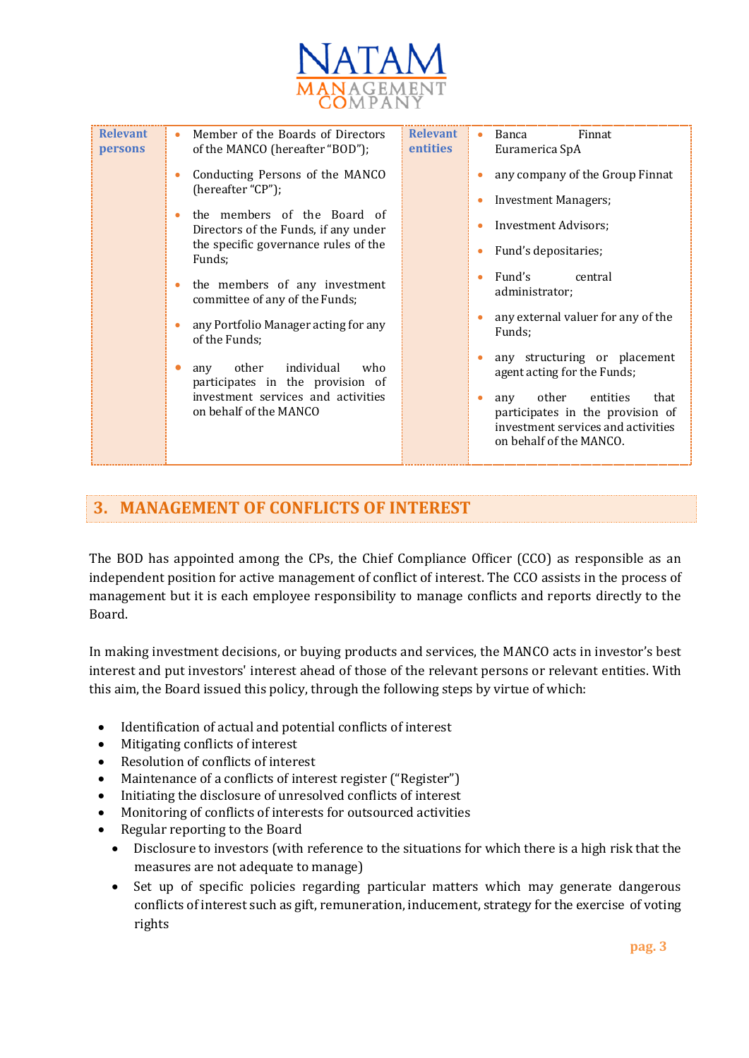| Relevant persons | | Relevant entities | |
|---|---|---|---|
| | • Member of the Boards of Directors of the MANCO (hereafter "BOD");<br>• Conducting Persons of the MANCO (hereafter "CP");<br>• the members of the Board of Directors of the Funds, if any under the specific governance rules of the Funds;<br>• the members of any investment committee of any of the Funds;<br>• any Portfolio Manager acting for any of the Funds;<br>• any other individual who participates in the provision of investment services and activities on behalf of the MANCO | | • Banca Finnat Euramerica SpA<br>• any company of the Group Finnat<br>• Investment Managers;<br>• Investment Advisors;<br>• Fund's depositaries;<br>• Fund's central administrator;<br>• any external valuer for any of the Funds;<br>• any structuring or placement agent acting for the Funds;<br>• any other entities that participates in the provision of investment services and activities on behalf of the MANCO. |

## 3. MANAGEMENT OF CONFLICTS OF INTEREST

The BOD has appointed among the CPs, the Chief Compliance Officer (CCO) as responsible as an independent position for active management of conflict of interest. The CCO assists in the process of management but it is each employee responsibility to manage conflicts and reports directly to the Board.

In making investment decisions, or buying products and services, the MANCO acts in investor's best interest and put investors' interest ahead of those of the relevant persons or relevant entities. With this aim, the Board issued this policy, through the following steps by virtue of which:

- Identification of actual and potential conflicts of interest
- Mitigating conflicts of interest
- Resolution of conflicts of interest
- Maintenance of a conflicts of interest register ("Register")
- Initiating the disclosure of unresolved conflicts of interest
- Monitoring of conflicts of interests for outsourced activities
- Regular reporting to the Board
- Disclosure to investors (with reference to the situations for which there is a high risk that the measures are not adequate to manage)
- Set up of specific policies regarding particular matters which may generate dangerous conflicts of interest such as gift, remuneration, inducement, strategy for the exercise of voting rights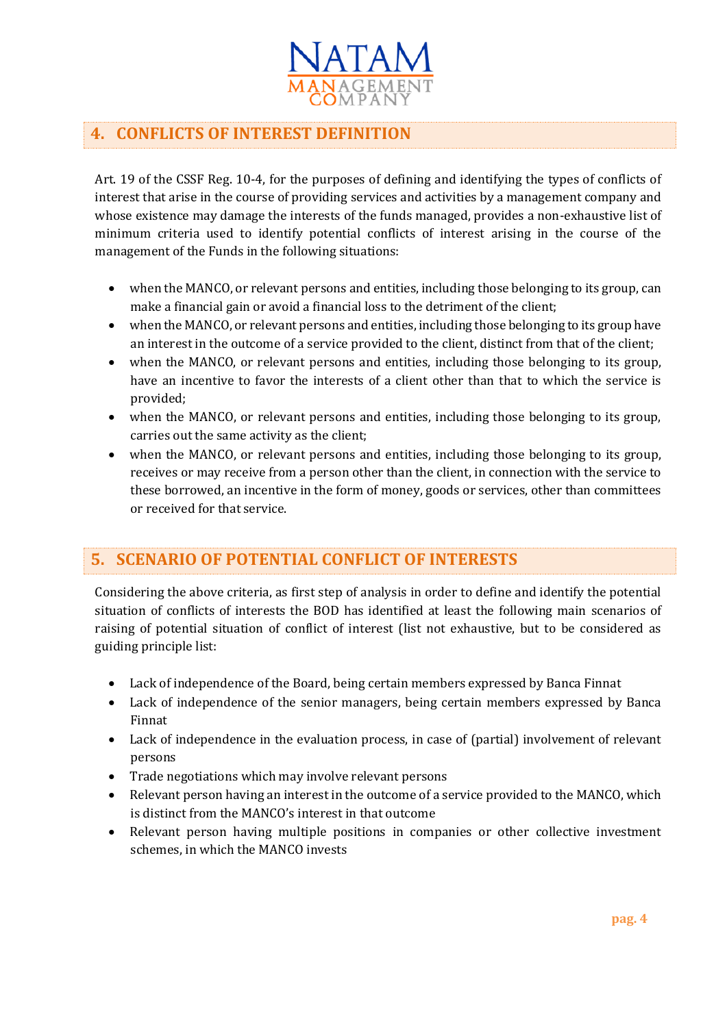## 4. CONFLICTS OF INTEREST DEFINITION

Art. 19 of the CSSF Reg. 10-4, for the purposes of defining and identifying the types of conflicts of interest that arise in the course of providing services and activities by a management company and whose existence may damage the interests of the funds managed, provides a non-exhaustive list of minimum criteria used to identify potential conflicts of interest arising in the course of the management of the Funds in the following situations:

- when the MANCO, or relevant persons and entities, including those belonging to its group, can make a financial gain or avoid a financial loss to the detriment of the client;
- when the MANCO, or relevant persons and entities, including those belonging to its group have an interest in the outcome of a service provided to the client, distinct from that of the client;
- when the MANCO, or relevant persons and entities, including those belonging to its group, have an incentive to favor the interests of a client other than that to which the service is provided;
- when the MANCO, or relevant persons and entities, including those belonging to its group, carries out the same activity as the client;
- when the MANCO, or relevant persons and entities, including those belonging to its group, receives or may receive from a person other than the client, in connection with the service to these borrowed, an incentive in the form of money, goods or services, other than committees or received for that service.

## 5. SCENARIO OF POTENTIAL CONFLICT OF INTERESTS

Considering the above criteria, as first step of analysis in order to define and identify the potential situation of conflicts of interests the BOD has identified at least the following main scenarios of raising of potential situation of conflict of interest (list not exhaustive, but to be considered as guiding principle list:

- Lack of independence of the Board, being certain members expressed by Banca Finnat
- Lack of independence of the senior managers, being certain members expressed by Banca Finnat
- Lack of independence in the evaluation process, in case of (partial) involvement of relevant persons
- Trade negotiations which may involve relevant persons
- Relevant person having an interest in the outcome of a service provided to the MANCO, which is distinct from the MANCO's interest in that outcome
- Relevant person having multiple positions in companies or other collective investment schemes, in which the MANCO invests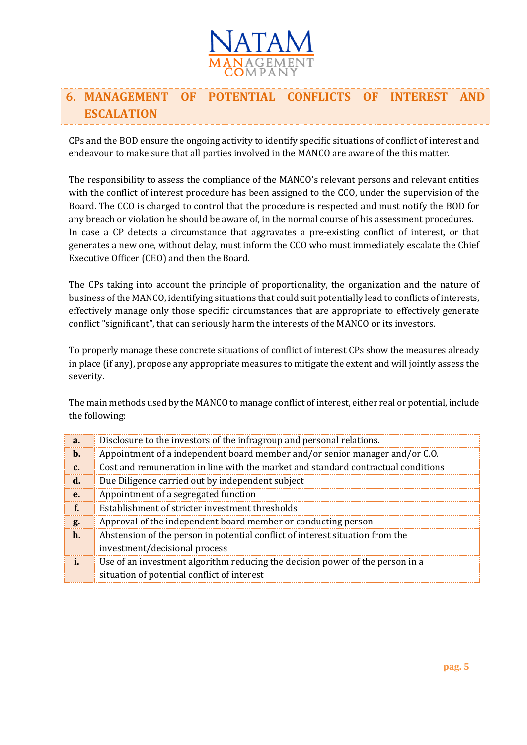## 6. MANAGEMENT OF POTENTIAL CONFLICTS OF INTEREST AND ESCALATION

CPs and the BOD ensure the ongoing activity to identify specific situations of conflict of interest and endeavour to make sure that all parties involved in the MANCO are aware of the this matter.

The responsibility to assess the compliance of the MANCO's relevant persons and relevant entities with the conflict of interest procedure has been assigned to the CCO, under the supervision of the Board. The CCO is charged to control that the procedure is respected and must notify the BOD for any breach or violation he should be aware of, in the normal course of his assessment procedures. In case a CP detects a circumstance that aggravates a pre-existing conflict of interest, or that generates a new one, without delay, must inform the CCO who must immediately escalate the Chief Executive Officer (CEO) and then the Board.

The CPs taking into account the principle of proportionality, the organization and the nature of business of the MANCO, identifying situations that could suit potentially lead to conflicts of interests, effectively manage only those specific circumstances that are appropriate to effectively generate conflict "significant", that can seriously harm the interests of the MANCO or its investors.

To properly manage these concrete situations of conflict of interest CPs show the measures already in place (if any), propose any appropriate measures to mitigate the extent and will jointly assess the severity.

The main methods used by the MANCO to manage conflict of interest, either real or potential, include the following:

| | |
|---|---|
| **a.** | Disclosure to the investors of the infragroup and personal relations. |
| **b.** | Appointment of a independent board member and/or senior manager and/or C.O. |
| **c.** | Cost and remuneration in line with the market and standard contractual conditions |
| **d.** | Due Diligence carried out by independent subject |
| **e.** | Appointment of a segregated function |
| **f.** | Establishment of stricter investment thresholds |
| **g.** | Approval of the independent board member or conducting person |
| **h.** | Abstension of the person in potential conflict of interest situation from the investment/decisional process |
| **i.** | Use of an investment algorithm reducing the decision power of the person in a situation of potential conflict of interest |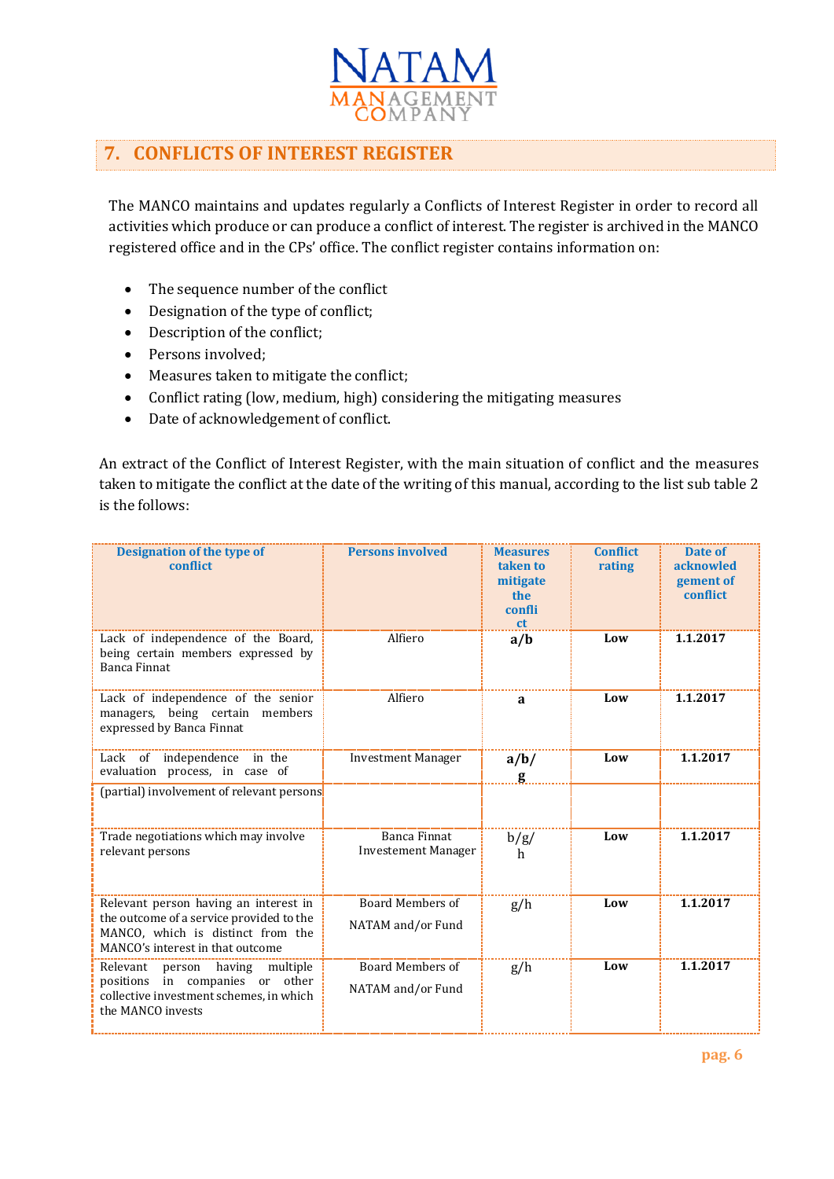## 7. CONFLICTS OF INTEREST REGISTER

The MANCO maintains and updates regularly a Conflicts of Interest Register in order to record all activities which produce or can produce a conflict of interest. The register is archived in the MANCO registered office and in the CPs' office. The conflict register contains information on:

- The sequence number of the conflict
- Designation of the type of conflict;
- Description of the conflict;
- Persons involved;
- Measures taken to mitigate the conflict;
- Conflict rating (low, medium, high) considering the mitigating measures
- Date of acknowledgement of conflict.

An extract of the Conflict of Interest Register, with the main situation of conflict and the measures taken to mitigate the conflict at the date of the writing of this manual, according to the list sub table 2 is the follows:

| Designation of the type of conflict | Persons involved | Measures taken to mitigate the conflict | Conflict rating | Date of acknowledgement of conflict |
|---|---|---|---|---|
| Lack of independence of the Board, being certain members expressed by Banca Finnat | Alfiero | **a/b** | **Low** | **1.1.2017** |
| Lack of independence of the senior managers, being certain members expressed by Banca Finnat | Alfiero | **a** | **Low** | **1.1.2017** |
| Lack of independence in the evaluation process, in case of (partial) involvement of relevant persons | Investment Manager | **a/b/g** | **Low** | **1.1.2017** |
| Trade negotiations which may involve relevant persons | Banca Finnat Investement Manager | b/g/h | **Low** | **1.1.2017** |
| Relevant person having an interest in the outcome of a service provided to the MANCO, which is distinct from the MANCO's interest in that outcome | Board Members of NATAM and/or Fund | g/h | **Low** | **1.1.2017** |
| Relevant person having multiple positions in companies or other collective investment schemes, in which the MANCO invests | Board Members of NATAM and/or Fund | g/h | **Low** | **1.1.2017** |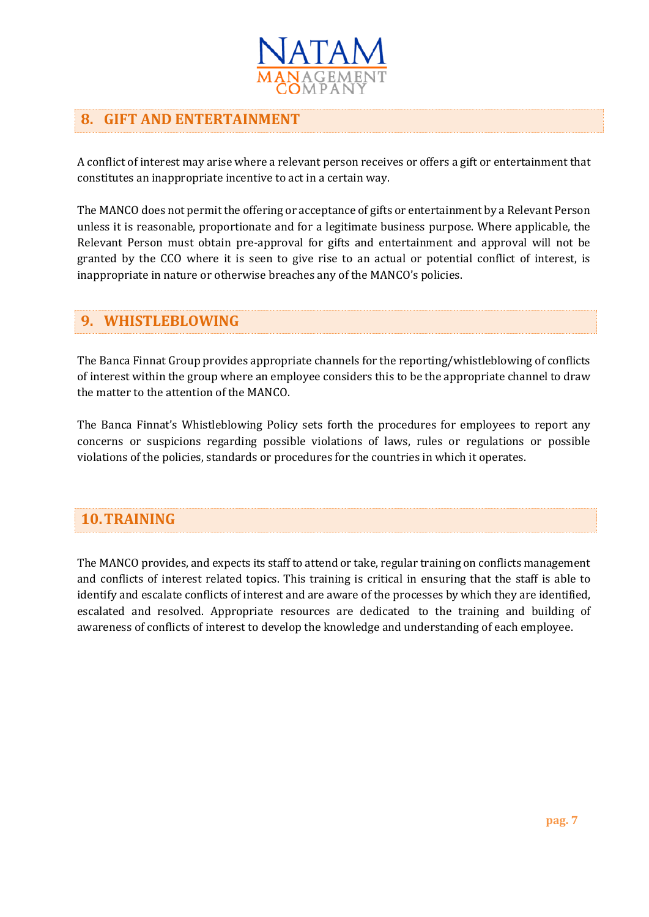## 8. GIFT AND ENTERTAINMENT

A conflict of interest may arise where a relevant person receives or offers a gift or entertainment that constitutes an inappropriate incentive to act in a certain way.

The MANCO does not permit the offering or acceptance of gifts or entertainment by a Relevant Person unless it is reasonable, proportionate and for a legitimate business purpose. Where applicable, the Relevant Person must obtain pre-approval for gifts and entertainment and approval will not be granted by the CCO where it is seen to give rise to an actual or potential conflict of interest, is inappropriate in nature or otherwise breaches any of the MANCO's policies.

## 9. WHISTLEBLOWING

The Banca Finnat Group provides appropriate channels for the reporting/whistleblowing of conflicts of interest within the group where an employee considers this to be the appropriate channel to draw the matter to the attention of the MANCO.

The Banca Finnat's Whistleblowing Policy sets forth the procedures for employees to report any concerns or suspicions regarding possible violations of laws, rules or regulations or possible violations of the policies, standards or procedures for the countries in which it operates.

## 10. TRAINING

The MANCO provides, and expects its staff to attend or take, regular training on conflicts management and conflicts of interest related topics. This training is critical in ensuring that the staff is able to identify and escalate conflicts of interest and are aware of the processes by which they are identified, escalated and resolved. Appropriate resources are dedicated to the training and building of awareness of conflicts of interest to develop the knowledge and understanding of each employee.